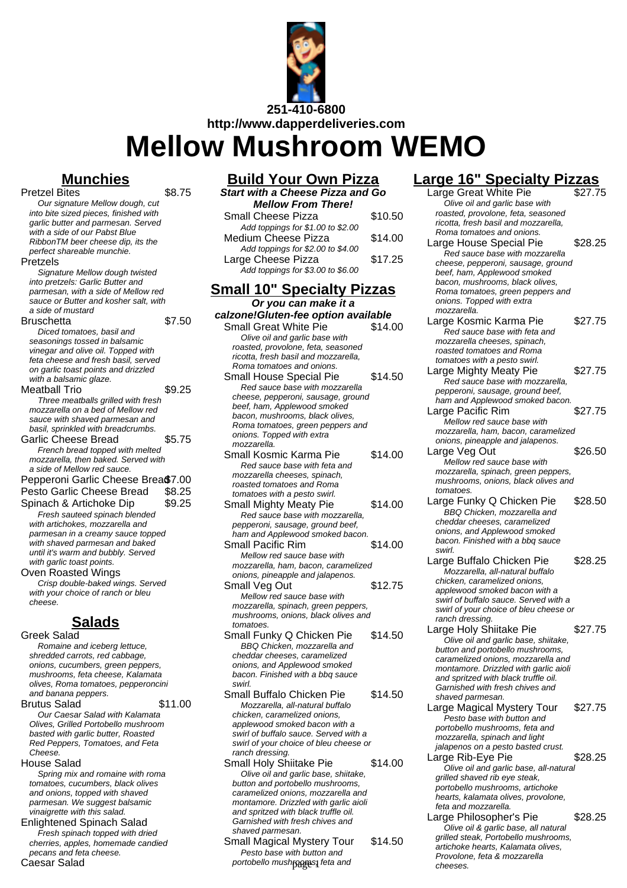**251-410-6800**

**http://www.dapperdeliveries.com**

# Mellow Mushroom WEMO

## Munchies

Pretzel Bites $8.75

*Our signature Mellow dough, cut into bite sized pieces, finished with garlic butter and parmesan. Served with a side of our Pabst Blue RibbonTM beer cheese dip, its the perfect shareable munchie.*

Pretzels

*Signature Mellow dough twisted into pretzels: Garlic Butter and parmesan, with a side of Mellow red sauce or Butter and kosher salt, with a side of mustard*

Bruschetta $7.50

*Diced tomatoes, basil and seasonings tossed in balsamic vinegar and olive oil. Topped with feta cheese and fresh basil, served on garlic toast points and drizzled with a balsamic glaze.*

Meatball Trio $9.25

*Three meatballs grilled with fresh mozzarella on a bed of Mellow red sauce with shaved parmesan and basil, sprinkled with breadcrumbs.*

Garlic Cheese Bread $5.75

*French bread topped with melted mozzarella, then baked. Served with a side of Mellow red sauce.*

Pepperoni Garlic Cheese Bread $7.00

Pesto Garlic Cheese Bread $8.25

Spinach & Artichoke Dip $9.25

*Fresh sauteed spinach blended with artichokes, mozzarella and parmesan in a creamy sauce topped with shaved parmesan and baked until it's warm and bubbly. Served with garlic toast points.*

Oven Roasted Wings

*Crisp double-baked wings. Served with your choice of ranch or bleu cheese.*

## Salads

Greek Salad

*Romaine and iceberg lettuce, shredded carrots, red cabbage, onions, cucumbers, green peppers, mushrooms, feta cheese, Kalamata olives, Roma tomatoes, pepperoncini and banana peppers.*

Brutus Salad $11.00

*Our Caesar Salad with Kalamata Olives, Grilled Portobello mushroom basted with garlic butter, Roasted Red Peppers, Tomatoes, and Feta Cheese.*

House Salad

*Spring mix and romaine with roma tomatoes, cucumbers, black olives and onions, topped with shaved parmesan. We suggest balsamic vinaigrette with this salad.*

Enlightened Spinach Salad

*Fresh spinach topped with dried cherries, apples, homemade candied pecans and feta cheese.*

Caesar Salad

## Build Your Own Pizza

***Start with a Cheese Pizza and Go Mellow From There!***

Small Cheese Pizza $10.50

*Add toppings for $1.00 to $2.00*

Medium Cheese Pizza $14.00

*Add toppings for $2.00 to $4.00*

Large Cheese Pizza $17.25

*Add toppings for $3.00 to $6.00*

## Small 10" Specialty Pizzas

***Or you can make it a calzone!Gluten-fee option available***

Small Great White Pie $14.00

*Olive oil and garlic base with roasted, provolone, feta, seasoned ricotta, fresh basil and mozzarella, Roma tomatoes and onions.*

Small House Special Pie $14.50

*Red sauce base with mozzarella cheese, pepperoni, sausage, ground beef, ham, Applewood smoked bacon, mushrooms, black olives, Roma tomatoes, green peppers and onions. Topped with extra mozzarella.*

Small Kosmic Karma Pie $14.00

*Red sauce base with feta and mozzarella cheeses, spinach, roasted tomatoes and Roma tomatoes with a pesto swirl.*

Small Mighty Meaty Pie $14.00

*Red sauce base with mozzarella, pepperoni, sausage, ground beef, ham and Applewood smoked bacon.*

Small Pacific Rim $14.00

*Mellow red sauce base with mozzarella, ham, bacon, caramelized onions, pineapple and jalapenos.*

Small Veg Out $12.75

*Mellow red sauce base with mozzarella, spinach, green peppers, mushrooms, onions, black olives and tomatoes.*

Small Funky Q Chicken Pie $14.50

*BBQ Chicken, mozzarella and cheddar cheeses, caramelized onions, and Applewood smoked bacon. Finished with a bbq sauce swirl.*

Small Buffalo Chicken Pie $14.50

*Mozzarella, all-natural buffalo chicken, caramelized onions, applewood smoked bacon with a swirl of buffalo sauce. Served with a swirl of your choice of bleu cheese or ranch dressing.*

Small Holy Shiitake Pie $14.00

*Olive oil and garlic base, shiitake, button and portobello mushrooms, caramelized onions, mozzarella and montamore. Drizzled with garlic aioli and spritzed with black truffle oil. Garnished with fresh chives and shaved parmesan.*

Small Magical Mystery Tour $14.50

*Pesto base with button and portobello mushrooms, feta and*

## Large 16" Specialty Pizzas

Large Great White Pie $27.75

*Olive oil and garlic base with roasted, provolone, feta, seasoned ricotta, fresh basil and mozzarella, Roma tomatoes and onions.*

Large House Special Pie $28.25

*Red sauce base with mozzarella cheese, pepperoni, sausage, ground beef, ham, Applewood smoked bacon, mushrooms, black olives, Roma tomatoes, green peppers and onions. Topped with extra mozzarella.*

Large Kosmic Karma Pie $27.75

*Red sauce base with feta and mozzarella cheeses, spinach, roasted tomatoes and Roma tomatoes with a pesto swirl.*

Large Mighty Meaty Pie $27.75

*Red sauce base with mozzarella, pepperoni, sausage, ground beef, ham and Applewood smoked bacon.*

Large Pacific Rim $27.75

*Mellow red sauce base with mozzarella, ham, bacon, caramelized onions, pineapple and jalapenos.*

Large Veg Out $26.50

*Mellow red sauce base with mozzarella, spinach, green peppers, mushrooms, onions, black olives and tomatoes.*

Large Funky Q Chicken Pie $28.50

*BBQ Chicken, mozzarella and cheddar cheeses, caramelized onions, and Applewood smoked bacon. Finished with a bbq sauce swirl.*

Large Buffalo Chicken Pie $28.25

*Mozzarella, all-natural buffalo chicken, caramelized onions, applewood smoked bacon with a swirl of buffalo sauce. Served with a swirl of your choice of bleu cheese or ranch dressing.*

Large Holy Shiitake Pie $27.75

*Olive oil and garlic base, shiitake, button and portobello mushrooms, caramelized onions, mozzarella and montamore. Drizzled with garlic aioli and spritzed with black truffle oil. Garnished with fresh chives and shaved parmesan.*

Large Magical Mystery Tour $27.75

*Pesto base with button and portobello mushrooms, feta and mozzarella, spinach and light jalapenos on a pesto basted crust.*

Large Rib-Eye Pie $28.25

*Olive oil and garlic base, all-natural grilled shaved rib eye steak, portobello mushrooms, artichoke hearts, kalamata olives, provolone, feta and mozzarella.*

Large Philosopher's Pie $28.25

*Olive oil & garlic base, all natural grilled steak, Portobello mushrooms, artichoke hearts, Kalamata olives, Provolone, feta & mozzarella cheeses.*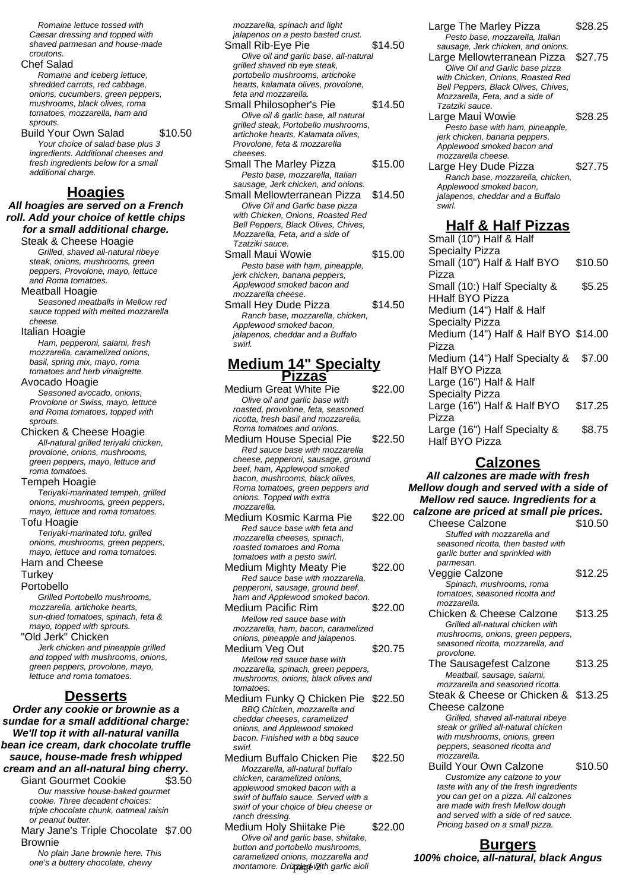Romaine lettuce tossed with Caesar dressing and topped with shaved parmesan and house-made croutons.

Chef Salad

Romaine and iceberg lettuce, shredded carrots, red cabbage, onions, cucumbers, green peppers, mushrooms, black olives, roma tomatoes, mozzarella, ham and sprouts.

Build Your Own Salad $10.50

Your choice of salad base plus 3 ingredients. Additional cheeses and fresh ingredients below for a small additional charge.

## Hoagies

**All hoagies are served on a French roll. Add your choice of kettle chips for a small additional charge.**

Steak & Cheese Hoagie

Grilled, shaved all-natural ribeye steak, onions, mushrooms, green peppers, Provolone, mayo, lettuce and Roma tomatoes.

Meatball Hoagie

Seasoned meatballs in Mellow red sauce topped with melted mozzarella cheese.

Italian Hoagie

Ham, pepperoni, salami, fresh mozzarella, caramelized onions, basil, spring mix, mayo, roma tomatoes and herb vinaigrette.

Avocado Hoagie

Seasoned avocado, onions, Provolone or Swiss, mayo, lettuce and Roma tomatoes, topped with sprouts.

Chicken & Cheese Hoagie

All-natural grilled teriyaki chicken, provolone, onions, mushrooms, green peppers, mayo, lettuce and roma tomatoes.

Tempeh Hoagie

Teriyaki-marinated tempeh, grilled onions, mushrooms, green peppers, mayo, lettuce and roma tomatoes.

Tofu Hoagie

Teriyaki-marinated tofu, grilled onions, mushrooms, green peppers, mayo, lettuce and roma tomatoes.

Ham and Cheese

Turkey

Portobello

Grilled Portobello mushrooms, mozzarella, artichoke hearts, sun-dried tomatoes, spinach, feta & mayo, topped with sprouts.

"Old Jerk" Chicken

Jerk chicken and pineapple grilled and topped with mushrooms, onions, green peppers, provolone, mayo, lettuce and roma tomatoes.

## Desserts

**Order any cookie or brownie as a sundae for a small additional charge: We'll top it with all-natural vanilla bean ice cream, dark chocolate truffle sauce, house-made fresh whipped cream and an all-natural bing cherry.**

Giant Gourmet Cookie $3.50

Our massive house-baked gourmet cookie. Three decadent choices: triple chocolate chunk, oatmeal raisin or peanut butter.

Mary Jane's Triple Chocolate Brownie $7.00

No plain Jane brownie here. This one's a buttery chocolate, chewy

mozzarella, spinach and light jalapenos on a pesto basted crust.

Small Rib-Eye Pie $14.50

Olive oil and garlic base, all-natural grilled shaved rib eye steak, portobello mushrooms, artichoke hearts, kalamata olives, provolone, feta and mozzarella.

Small Philosopher's Pie $14.50

Olive oil & garlic base, all natural grilled steak, Portobello mushrooms, artichoke hearts, Kalamata olives, Provolone, feta & mozzarella cheeses.

Small The Marley Pizza $15.00

Pesto base, mozzarella, Italian sausage, Jerk chicken, and onions.

Small Mellowterranean Pizza $14.50

Olive Oil and Garlic base pizza with Chicken, Onions, Roasted Red Bell Peppers, Black Olives, Chives, Mozzarella, Feta, and a side of Tzatziki sauce.

Small Maui Wowie $15.00

Pesto base with ham, pineapple, jerk chicken, banana peppers, Applewood smoked bacon and mozzarella cheese.

Small Hey Dude Pizza $14.50

Ranch base, mozzarella, chicken, Applewood smoked bacon, jalapenos, cheddar and a Buffalo swirl.

## Medium 14" Specialty Pizzas

Medium Great White Pie $22.00

Olive oil and garlic base with roasted, provolone, feta, seasoned ricotta, fresh basil and mozzarella, Roma tomatoes and onions.

Medium House Special Pie $22.50

Red sauce base with mozzarella cheese, pepperoni, sausage, ground beef, ham, Applewood smoked bacon, mushrooms, black olives, Roma tomatoes, green peppers and onions. Topped with extra mozzarella.

Medium Kosmic Karma Pie $22.00

Red sauce base with feta and mozzarella cheeses, spinach, roasted tomatoes and Roma tomatoes with a pesto swirl.

Medium Mighty Meaty Pie $22.00

Red sauce base with mozzarella, pepperoni, sausage, ground beef, ham and Applewood smoked bacon.

Medium Pacific Rim $22.00

Mellow red sauce base with mozzarella, ham, bacon, caramelized onions, pineapple and jalapenos.

Medium Veg Out $20.75

Mellow red sauce base with mozzarella, spinach, green peppers, mushrooms, onions, black olives and tomatoes.

Medium Funky Q Chicken Pie $22.50

BBQ Chicken, mozzarella and cheddar cheeses, caramelized onions, and Applewood smoked bacon. Finished with a bbq sauce swirl.

Medium Buffalo Chicken Pie $22.50

Mozzarella, all-natural buffalo chicken, caramelized onions, applewood smoked bacon with a swirl of buffalo sauce. Served with a swirl of your choice of bleu cheese or ranch dressing.

Medium Holy Shiitake Pie $22.00

Olive oil and garlic base, shiitake, button and portobello mushrooms, caramelized onions, mozzarella and montamore. Drizzled with garlic aioli

Large The Marley Pizza $28.25

Pesto base, mozzarella, Italian sausage, Jerk chicken, and onions.

Large Mellowterranean Pizza $27.75

Olive Oil and Garlic base pizza with Chicken, Onions, Roasted Red Bell Peppers, Black Olives, Chives, Mozzarella, Feta, and a side of Tzatziki sauce.

Large Maui Wowie $28.25

Pesto base with ham, pineapple, jerk chicken, banana peppers, Applewood smoked bacon and mozzarella cheese.

Large Hey Dude Pizza $27.75

Ranch base, mozzarella, chicken, Applewood smoked bacon, jalapenos, cheddar and a Buffalo swirl.

## Half & Half Pizzas

Small (10") Half & Half Specialty Pizza

Small (10") Half & Half BYO Pizza $10.50

Small (10:) Half Specialty & HHalf BYO Pizza $5.25

Medium (14") Half & Half Specialty Pizza

Medium (14") Half & Half BYO Pizza $14.00

Medium (14") Half Specialty & Half BYO Pizza $7.00

Large (16") Half & Half Specialty Pizza

Large (16") Half & Half BYO Pizza $17.25

Large (16") Half Specialty & Half BYO Pizza $8.75

## Calzones

**All calzones are made with fresh Mellow dough and served with a side of Mellow red sauce. Ingredients for a calzone are priced at small pie prices.**

Cheese Calzone $10.50

Stuffed with mozzarella and seasoned ricotta, then basted with garlic butter and sprinkled with parmesan.

Veggie Calzone $12.25

Spinach, mushrooms, roma tomatoes, seasoned ricotta and mozzarella.

Chicken & Cheese Calzone $13.25

Grilled all-natural chicken with mushrooms, onions, green peppers, seasoned ricotta, mozzarella, and provolone.

The Sausagefest Calzone $13.25

Meatball, sausage, salami, mozzarella and seasoned ricotta.

Steak & Cheese or Chicken & Cheese calzone $13.25

Grilled, shaved all-natural ribeye steak or grilled all-natural chicken with mushrooms, onions, green peppers, seasoned ricotta and mozzarella.

Build Your Own Calzone $10.50

Customize any calzone to your taste with any of the fresh ingredients you can get on a pizza. All calzones are made with fresh Mellow dough and served with a side of red sauce. Pricing based on a small pizza.

## Burgers

**100% choice, all-natural, black Angus**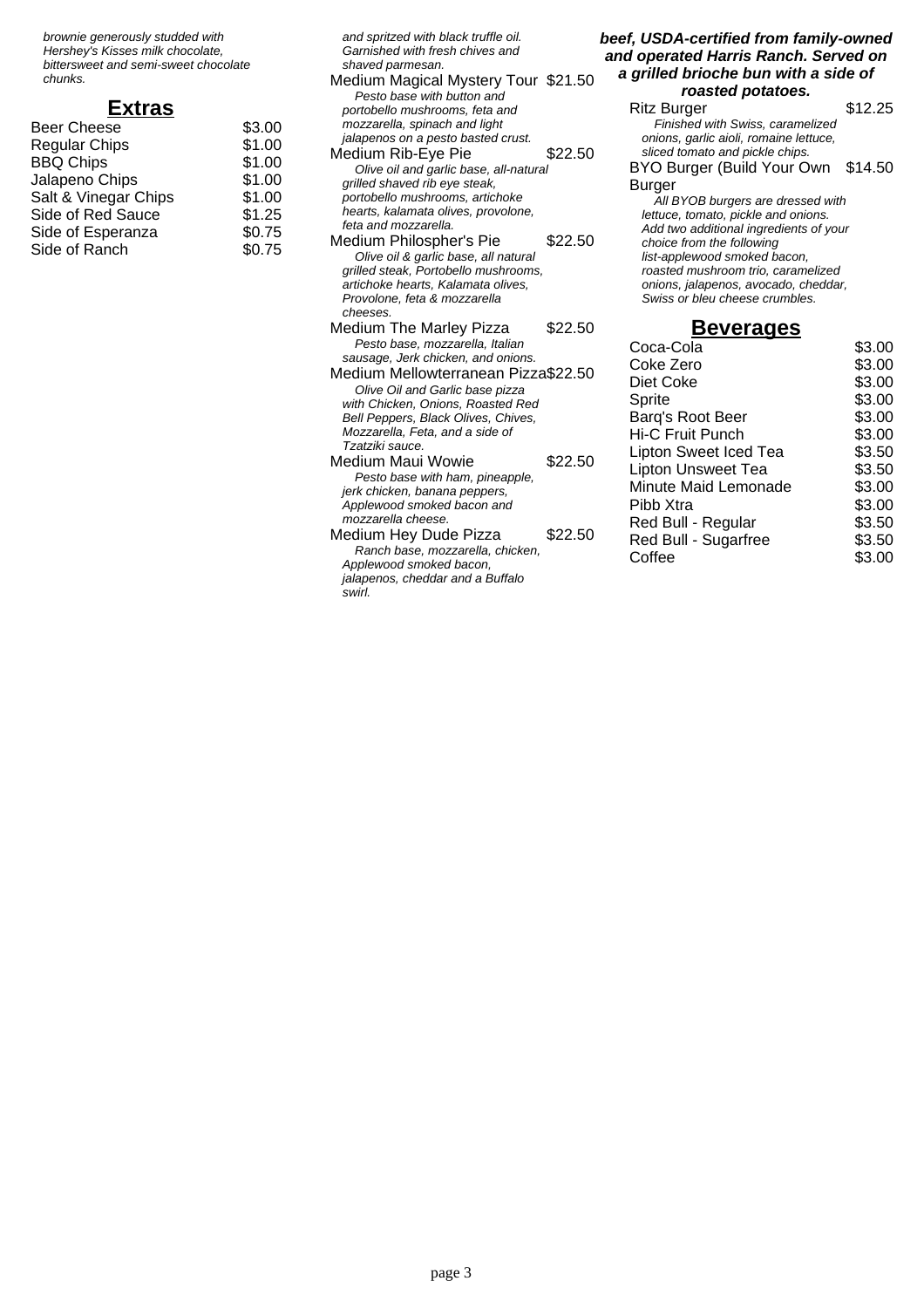*brownie generously studded with Hershey's Kisses milk chocolate, bittersweet and semi-sweet chocolate chunks.*

## Extras

| | |
|---|---|
| Beer Cheese | $3.00 |
| Regular Chips | $1.00 |
| BBQ Chips | $1.00 |
| Jalapeno Chips | $1.00 |
| Salt & Vinegar Chips | $1.00 |
| Side of Red Sauce | $1.25 |
| Side of Esperanza | $0.75 |
| Side of Ranch | $0.75 |

*and spritzed with black truffle oil. Garnished with fresh chives and shaved parmesan.*

Medium Magical Mystery Tour $21.50
*Pesto base with button and portobello mushrooms, feta and mozzarella, spinach and light jalapenos on a pesto basted crust.*

Medium Rib-Eye Pie $22.50
*Olive oil and garlic base, all-natural grilled shaved rib eye steak, portobello mushrooms, artichoke hearts, kalamata olives, provolone, feta and mozzarella.*

Medium Philospher's Pie $22.50
*Olive oil & garlic base, all natural grilled steak, Portobello mushrooms, artichoke hearts, Kalamata olives, Provolone, feta & mozzarella cheeses.*

Medium The Marley Pizza $22.50
*Pesto base, mozzarella, Italian sausage, Jerk chicken, and onions.*

Medium Mellowterranean Pizza $22.50
*Olive Oil and Garlic base pizza with Chicken, Onions, Roasted Red Bell Peppers, Black Olives, Chives, Mozzarella, Feta, and a side of Tzatziki sauce.*

Medium Maui Wowie $22.50
*Pesto base with ham, pineapple, jerk chicken, banana peppers, Applewood smoked bacon and mozzarella cheese.*

Medium Hey Dude Pizza $22.50
*Ranch base, mozzarella, chicken, Applewood smoked bacon, jalapenos, cheddar and a Buffalo swirl.*

***beef, USDA-certified from family-owned and operated Harris Ranch. Served on a grilled brioche bun with a side of roasted potatoes.***

Ritz Burger $12.25
*Finished with Swiss, caramelized onions, garlic aioli, romaine lettuce, sliced tomato and pickle chips.*

BYO Burger (Build Your Own Burger $14.50
*All BYOB burgers are dressed with lettuce, tomato, pickle and onions. Add two additional ingredients of your choice from the following list-applewood smoked bacon, roasted mushroom trio, caramelized onions, jalapenos, avocado, cheddar, Swiss or bleu cheese crumbles.*

## Beverages

| | |
|---|---|
| Coca-Cola | $3.00 |
| Coke Zero | $3.00 |
| Diet Coke | $3.00 |
| Sprite | $3.00 |
| Barq's Root Beer | $3.00 |
| Hi-C Fruit Punch | $3.00 |
| Lipton Sweet Iced Tea | $3.50 |
| Lipton Unsweet Tea | $3.50 |
| Minute Maid Lemonade | $3.00 |
| Pibb Xtra | $3.00 |
| Red Bull - Regular | $3.50 |
| Red Bull - Sugarfree | $3.50 |
| Coffee | $3.00 |